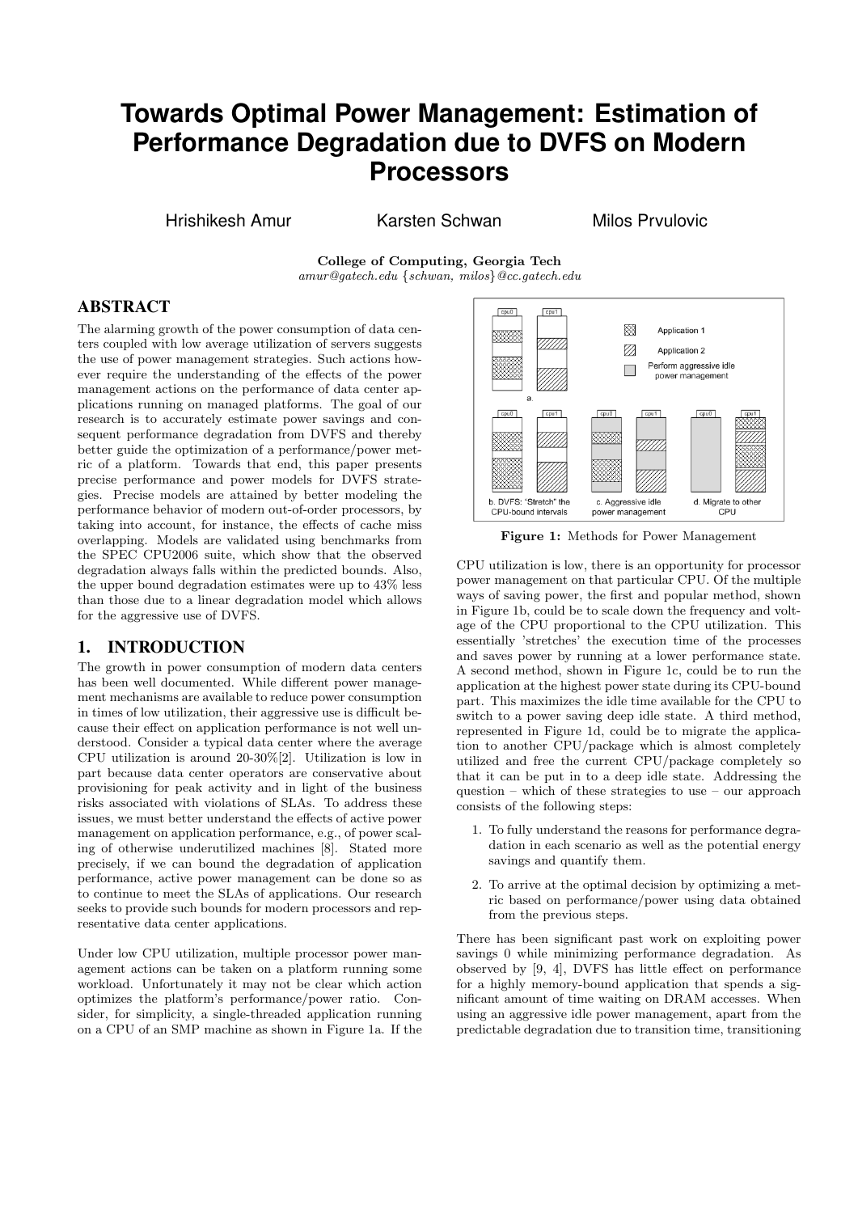# Towards Optimal Power Management: Estimation of Performance Degradation due to DVFS on Modern Processors

Hrishikesh Amur — Karsten Schwan — Milos Prvulovic

**College of Computing, Georgia Tech**
*amur@gatech.edu {schwan, milos}@cc.gatech.edu*

## ABSTRACT

The alarming growth of the power consumption of data centers coupled with low average utilization of servers suggests the use of power management strategies. Such actions however require the understanding of the effects of the power management actions on the performance of data center applications running on managed platforms. The goal of our research is to accurately estimate power savings and consequent performance degradation from DVFS and thereby better guide the optimization of a performance/power metric of a platform. Towards that end, this paper presents precise performance and power models for DVFS strategies. Precise models are attained by better modeling the performance behavior of modern out-of-order processors, by taking into account, for instance, the effects of cache miss overlapping. Models are validated using benchmarks from the SPEC CPU2006 suite, which show that the observed degradation always falls within the predicted bounds. Also, the upper bound degradation estimates were up to 43% less than those due to a linear degradation model which allows for the aggressive use of DVFS.

## 1. INTRODUCTION

The growth in power consumption of modern data centers has been well documented. While different power management mechanisms are available to reduce power consumption in times of low utilization, their aggressive use is difficult because their effect on application performance is not well understood. Consider a typical data center where the average CPU utilization is around 20-30%[2]. Utilization is low in part because data center operators are conservative about provisioning for peak activity and in light of the business risks associated with violations of SLAs. To address these issues, we must better understand the effects of active power management on application performance, e.g., of power scaling of otherwise underutilized machines [8]. Stated more precisely, if we can bound the degradation of application performance, active power management can be done so as to continue to meet the SLAs of applications. Our research seeks to provide such bounds for modern processors and representative data center applications.

Under low CPU utilization, multiple processor power management actions can be taken on a platform running some workload. Unfortunately it may not be clear which action optimizes the platform's performance/power ratio. Consider, for simplicity, a single-threaded application running on a CPU of an SMP machine as shown in Figure 1a. If the CPU utilization is low, there is an opportunity for processor power management on that particular CPU. Of the multiple ways of saving power, the first and popular method, shown in Figure 1b, could be to scale down the frequency and voltage of the CPU proportional to the CPU utilization. This essentially 'stretches' the execution time of the processes and saves power by running at a lower performance state. A second method, shown in Figure 1c, could be to run the application at the highest power state during its CPU-bound part. This maximizes the idle time available for the CPU to switch to a power saving deep idle state. A third method, represented in Figure 1d, could be to migrate the application to another CPU/package which is almost completely utilized and free the current CPU/package completely so that it can be put in to a deep idle state. Addressing the question – which of these strategies to use – our approach consists of the following steps:

**Figure 1:** Methods for Power Management

1. To fully understand the reasons for performance degradation in each scenario as well as the potential energy savings and quantify them.
2. To arrive at the optimal decision by optimizing a metric based on performance/power using data obtained from the previous steps.

There has been significant past work on exploiting power savings 0 while minimizing performance degradation. As observed by [9, 4], DVFS has little effect on performance for a highly memory-bound application that spends a significant amount of time waiting on DRAM accesses. When using an aggressive idle power management, apart from the predictable degradation due to transition time, transitioning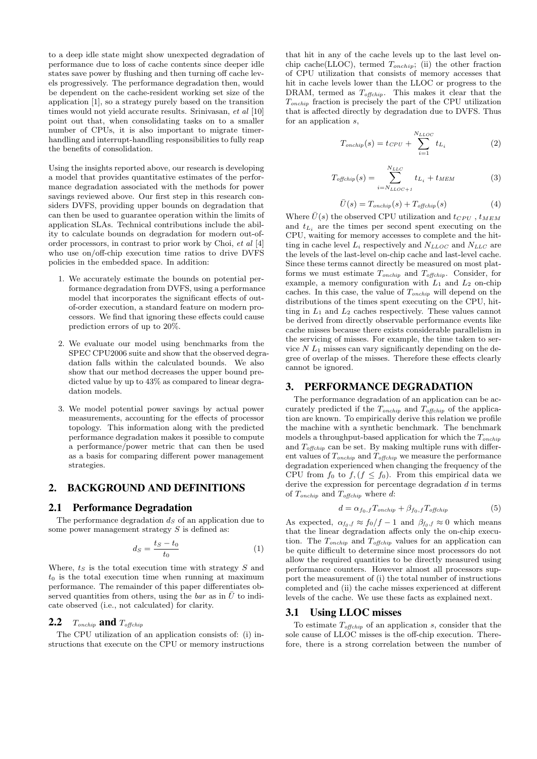to a deep idle state might show unexpected degradation of performance due to loss of cache contents since deeper idle states save power by flushing and then turning off cache levels progressively. The performance degradation then, would be dependent on the cache-resident working set size of the application [1], so a strategy purely based on the transition times would not yield accurate results. Srinivasan, *et al* [10] point out that, when consolidating tasks on to a smaller number of CPUs, it is also important to migrate timer-handling and interrupt-handling responsibilities to fully reap the benefits of consolidation.

Using the insights reported above, our research is developing a model that provides quantitative estimates of the performance degradation associated with the methods for power savings reviewed above. Our first step in this research considers DVFS, providing upper bounds on degradation that can then be used to guarantee operation within the limits of application SLAs. Technical contributions include the ability to calculate bounds on degradation for modern out-of-order processors, in contrast to prior work by Choi, *et al* [4] who use on/off-chip execution time ratios to drive DVFS policies in the embedded space. In addition:

1. We accurately estimate the bounds on potential performance degradation from DVFS, using a performance model that incorporates the significant effects of out-of-order execution, a standard feature on modern processors. We find that ignoring these effects could cause prediction errors of up to 20%.
2. We evaluate our model using benchmarks from the SPEC CPU2006 suite and show that the observed degradation falls within the calculated bounds. We also show that our method decreases the upper bound predicted value by up to 43% as compared to linear degradation models.
3. We model potential power savings by actual power measurements, accounting for the effects of processor topology. This information along with the predicted performance degradation makes it possible to compute a performance/power metric that can then be used as a basis for comparing different power management strategies.

## 2. BACKGROUND AND DEFINITIONS

### 2.1 Performance Degradation

The performance degradation $d_S$ of an application due to some power management strategy $S$ is defined as:

$$d_S = \frac{t_S - t_0}{t_0} \tag{1}$$

Where, $t_S$ is the total execution time with strategy $S$ and $t_0$ is the total execution time when running at maximum performance. The remainder of this paper differentiates observed quantities from others, using the *bar* as in $\bar{U}$ to indicate observed (i.e., not calculated) for clarity.

### 2.2 $T_{onchip}$ and $T_{offchip}$

The CPU utilization of an application consists of: (i) instructions that execute on the CPU or memory instructions that hit in any of the cache levels up to the last level on-chip cache(LLOC), termed $T_{onchip}$; (ii) the other fraction of CPU utilization that consists of memory accesses that hit in cache levels lower than the LLOC or progress to the DRAM, termed as $T_{offchip}$. This makes it clear that the $T_{onchip}$ fraction is precisely the part of the CPU utilization that is affected directly by degradation due to DVFS. Thus for an application $s$,

$$T_{onchip}(s) = t_{CPU} + \sum_{i=1}^{N_{LLOC}} t_{L_i} \tag{2}$$

$$T_{offchip}(s) = \sum_{i=N_{LLOC+1}}^{N_{LLC}} t_{L_i} + t_{MEM} \tag{3}$$

$$\bar{U}(s) = T_{onchip}(s) + T_{offchip}(s) \tag{4}$$

Where $\bar{U}(s)$ the observed CPU utilization and $t_{CPU}$ , $t_{MEM}$ and $t_{L_i}$ are the times per second spent executing on the CPU, waiting for memory accesses to complete and the hitting in cache level $L_i$ respectively and $N_{LLOC}$ and $N_{LLC}$ are the levels of the last-level on-chip cache and last-level cache. Since these terms cannot directly be measured on most platforms we must estimate $T_{onchip}$ and $T_{offchip}$. Consider, for example, a memory configuration with $L_1$ and $L_2$ on-chip caches. In this case, the value of $T_{onchip}$ will depend on the distributions of the times spent executing on the CPU, hitting in $L_1$ and $L_2$ caches respectively. These values cannot be derived from directly observable performance events like cache misses because there exists considerable parallelism in the servicing of misses. For example, the time taken to service $N$ $L_1$ misses can vary significantly depending on the degree of overlap of the misses. Therefore these effects clearly cannot be ignored.

## 3. PERFORMANCE DEGRADATION

The performance degradation of an application can be accurately predicted if the $T_{onchip}$ and $T_{offchip}$ of the application are known. To empirically derive this relation we profile the machine with a synthetic benchmark. The benchmark models a throughput-based application for which the $T_{onchip}$ and $T_{offchip}$ can be set. By making multiple runs with different values of $T_{onchip}$ and $T_{offchip}$ we measure the performance degradation experienced when changing the frequency of the CPU from $f_0$ to $f, (f \leq f_0)$. From this empirical data we derive the expression for percentage degradation $d$ in terms of $T_{onchip}$ and $T_{offchip}$ where $d$:

$$d = \alpha_{f_0,f} T_{onchip} + \beta_{f_0,f} T_{offchip} \tag{5}$$

As expected, $\alpha_{f_0,f} \approx f_0/f - 1$ and $\beta_{f_0,f} \approx 0$ which means that the linear degradation affects only the on-chip execution. The $T_{onchip}$ and $T_{offchip}$ values for an application can be quite difficult to determine since most processors do not allow the required quantities to be directly measured using performance counters. However almost all processors support the measurement of (i) the total number of instructions completed and (ii) the cache misses experienced at different levels of the cache. We use these facts as explained next.

### 3.1 Using LLOC misses

To estimate $T_{offchip}$ of an application $s$, consider that the sole cause of LLOC misses is the off-chip execution. Therefore, there is a strong correlation between the number of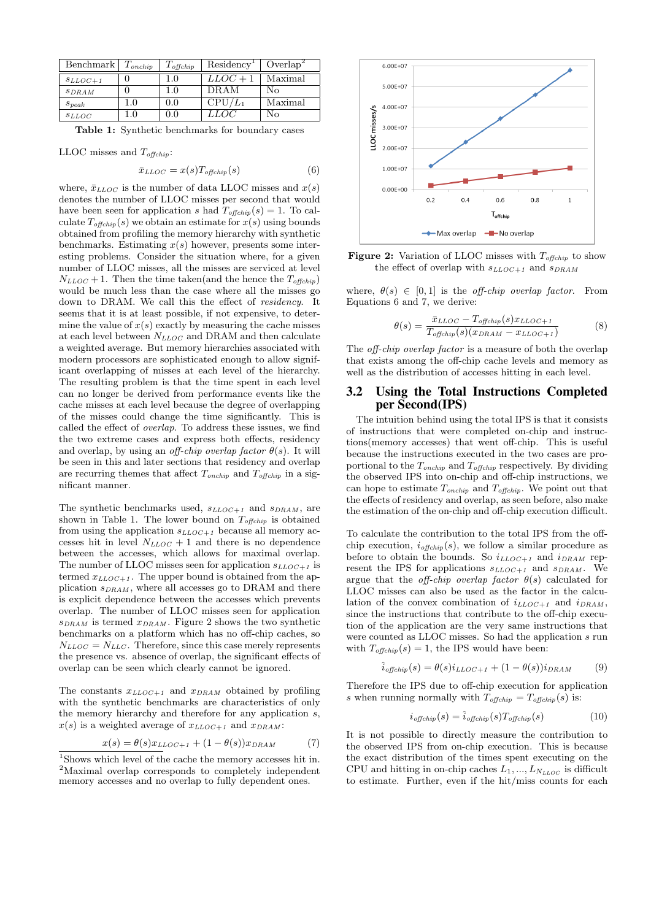| Benchmark | $T_{onchip}$ | $T_{offchip}$ | Residency[1] | Overlap[2] |
|---|---|---|---|---|
| $s_{LLOC+1}$ | 0 | 1.0 | $LLOC+1$ | Maximal |
| $s_{DRAM}$ | 0 | 1.0 | DRAM | No |
| $s_{peak}$ | 1.0 | 0.0 | CPU/$L_1$ | Maximal |
| $s_{LLOC}$ | 1.0 | 0.0 | $LLOC$ | No |

**Table 1:** Synthetic benchmarks for boundary cases

LLOC misses and $T_{offchip}$:

$$\bar{x}_{LLOC} = x(s)T_{offchip}(s) \tag{6}$$

where, $\bar{x}_{LLOC}$ is the number of data LLOC misses and $x(s)$ denotes the number of LLOC misses per second that would have been seen for application $s$ had $T_{offchip}(s) = 1$. To calculate $T_{offchip}(s)$ we obtain an estimate for $x(s)$ using bounds obtained from profiling the memory hierarchy with synthetic benchmarks. Estimating $x(s)$ however, presents some interesting problems. Consider the situation where, for a given number of LLOC misses, all the misses are serviced at level $N_{LLOC}+1$. Then the time taken(and the hence the $T_{offchip}$) would be much less than the case where all the misses go down to DRAM. We call this the effect of *residency*. It seems that it is at least possible, if not expensive, to determine the value of $x(s)$ exactly by measuring the cache misses at each level between $N_{LLOC}$ and DRAM and then calculate a weighted average. But memory hierarchies associated with modern processors are sophisticated enough to allow significant overlapping of misses at each level of the hierarchy. The resulting problem is that the time spent in each level can no longer be derived from performance events like the cache misses at each level because the degree of overlapping of the misses could change the time significantly. This is called the effect of *overlap*. To address these issues, we find the two extreme cases and express both effects, residency and overlap, by using an *off-chip overlap factor* $\theta(s)$. It will be seen in this and later sections that residency and overlap are recurring themes that affect $T_{onchip}$ and $T_{offchip}$ in a significant manner.

The synthetic benchmarks used, $s_{LLOC+1}$ and $s_{DRAM}$, are shown in Table 1. The lower bound on $T_{offchip}$ is obtained from using the application $s_{LLOC+1}$ because all memory accesses hit in level $N_{LLOC}+1$ and there is no dependence between the accesses, which allows for maximal overlap. The number of LLOC misses seen for application $s_{LLOC+1}$ is termed $x_{LLOC+1}$. The upper bound is obtained from the application $s_{DRAM}$, where all accesses go to DRAM and there is explicit dependence between the accesses which prevents overlap. The number of LLOC misses seen for application $s_{DRAM}$ is termed $x_{DRAM}$. Figure 2 shows the two synthetic benchmarks on a platform which has no off-chip caches, so $N_{LLOC} = N_{LLC}$. Therefore, since this case merely represents the presence vs. absence of overlap, the significant effects of overlap can be seen which clearly cannot be ignored.

The constants $x_{LLOC+1}$ and $x_{DRAM}$ obtained by profiling with the synthetic benchmarks are characteristics of only the memory hierarchy and therefore for any application $s$, $x(s)$ is a weighted average of $x_{LLOC+1}$ and $x_{DRAM}$:

$$x(s) = \theta(s)x_{LLOC+1} + (1-\theta(s))x_{DRAM} \tag{7}$$

[1]Shows which level of the cache the memory accesses hit in.
[2]Maximal overlap corresponds to completely independent memory accesses and no overlap to fully dependent ones.

**Figure 2:** Variation of LLOC misses with $T_{offchip}$ to show the effect of overlap with $s_{LLOC+1}$ and $s_{DRAM}$

where, $\theta(s) \in [0,1]$ is the *off-chip overlap factor*. From Equations 6 and 7, we derive:

$$\theta(s) = \frac{\bar{x}_{LLOC} - T_{offchip}(s)x_{LLOC+1}}{T_{offchip}(s)(x_{DRAM} - x_{LLOC+1})} \tag{8}$$

The *off-chip overlap factor* is a measure of both the overlap that exists among the off-chip cache levels and memory as well as the distribution of accesses hitting in each level.

## 3.2 Using the Total Instructions Completed per Second(IPS)

The intuition behind using the total IPS is that it consists of instructions that were completed on-chip and instructions(memory accesses) that went off-chip. This is useful because the instructions executed in the two cases are proportional to the $T_{onchip}$ and $T_{offchip}$ respectively. By dividing the observed IPS into on-chip and off-chip instructions, we can hope to estimate $T_{onchip}$ and $T_{offchip}$. We point out that the effects of residency and overlap, as seen before, also make the estimation of the on-chip and off-chip execution difficult.

To calculate the contribution to the total IPS from the off-chip execution, $i_{offchip}(s)$, we follow a similar procedure as before to obtain the bounds. So $i_{LLOC+1}$ and $i_{DRAM}$ represent the IPS for applications $s_{LLOC+1}$ and $s_{DRAM}$. We argue that the *off-chip overlap factor* $\theta(s)$ calculated for LLOC misses can also be used as the factor in the calculation of the convex combination of $i_{LLOC+1}$ and $i_{DRAM}$, since the instructions that contribute to the off-chip execution of the application are the very same instructions that were counted as LLOC misses. So had the application $s$ run with $T_{offchip}(s) = 1$, the IPS would have been:

$$\hat{i}_{offchip}(s) = \theta(s)i_{LLOC+1} + (1-\theta(s))i_{DRAM} \tag{9}$$

Therefore the IPS due to off-chip execution for application $s$ when running normally with $T_{offchip} = T_{offchip}(s)$ is:

$$i_{offchip}(s) = \hat{i}_{offchip}(s)T_{offchip}(s) \tag{10}$$

It is not possible to directly measure the contribution to the observed IPS from on-chip execution. This is because the exact distribution of the times spent executing on the CPU and hitting in on-chip caches $L_1, ..., L_{N_{LLOC}}$ is difficult to estimate. Further, even if the hit/miss counts for each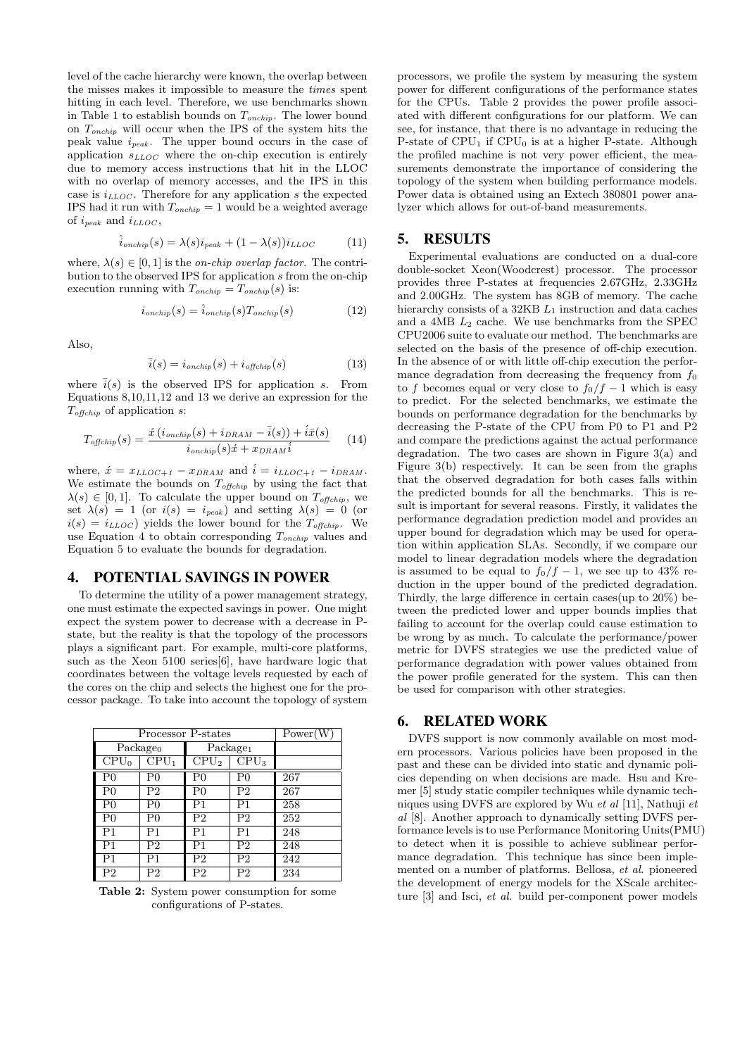level of the cache hierarchy were known, the overlap between the misses makes it impossible to measure the *times* spent hitting in each level. Therefore, we use benchmarks shown in Table 1 to establish bounds on $T_{onchip}$. The lower bound on $T_{onchip}$ will occur when the IPS of the system hits the peak value $i_{peak}$. The upper bound occurs in the case of application $s_{LLOC}$ where the on-chip execution is entirely due to memory access instructions that hit in the LLOC with no overlap of memory accesses, and the IPS in this case is $i_{LLOC}$. Therefore for any application $s$ the expected IPS had it run with $T_{onchip} = 1$ would be a weighted average of $i_{peak}$ and $i_{LLOC}$,

$$\hat{i}_{onchip}(s) = \lambda(s) i_{peak} + (1 - \lambda(s)) i_{LLOC} \tag{11}$$

where, $\lambda(s) \in [0, 1]$ is the *on-chip overlap factor*. The contribution to the observed IPS for application $s$ from the on-chip execution running with $T_{onchip} = T_{onchip}(s)$ is:

$$i_{onchip}(s) = \hat{i}_{onchip}(s) T_{onchip}(s) \tag{12}$$

Also,

$$\bar{i}(s) = i_{onchip}(s) + i_{offchip}(s) \tag{13}$$

where $\bar{i}(s)$ is the observed IPS for application $s$. From Equations 8,10,11,12 and 13 we derive an expression for the $T_{offchip}$ of application $s$:

$$T_{offchip}(s) = \frac{\acute{x}\left(i_{onchip}(s) + i_{DRAM} - \bar{i}(s)\right) + \acute{i}\bar{x}(s)}{i_{onchip}(s)\acute{x} + x_{DRAM}\acute{i}} \tag{14}$$

where, $\acute{x} = x_{LLOC+1} - x_{DRAM}$ and $\acute{i} = i_{LLOC+1} - i_{DRAM}$. We estimate the bounds on $T_{offchip}$ by using the fact that $\lambda(s) \in [0, 1]$. To calculate the upper bound on $T_{offchip}$, we set $\lambda(s) = 1$ (or $i(s) = i_{peak}$) and setting $\lambda(s) = 0$ (or $i(s) = i_{LLOC}$) yields the lower bound for the $T_{offchip}$. We use Equation 4 to obtain corresponding $T_{onchip}$ values and Equation 5 to evaluate the bounds for degradation.

## 4. POTENTIAL SAVINGS IN POWER

To determine the utility of a power management strategy, one must estimate the expected savings in power. One might expect the system power to decrease with a decrease in P-state, but the reality is that the topology of the processors plays a significant part. For example, multi-core platforms, such as the Xeon 5100 series[6], have hardware logic that coordinates between the voltage levels requested by each of the cores on the chip and selects the highest one for the processor package. To take into account the topology of system processors, we profile the system by measuring the system power for different configurations of the performance states for the CPUs. Table 2 provides the power profile associated with different configurations for our platform. We can see, for instance, that there is no advantage in reducing the P-state of $CPU_1$ if $CPU_0$ is at a higher P-state. Although the profiled machine is not very power efficient, the measurements demonstrate the importance of considering the topology of the system when building performance models. Power data is obtained using an Extech 380801 power analyzer which allows for out-of-band measurements.

| Processor P-states | | | | Power(W) |
|---|---|---|---|---|
| $Package_0$ | | $Package_1$ | | |
| $CPU_0$ | $CPU_1$ | $CPU_2$ | $CPU_3$ | |
| P0 | P0 | P0 | P0 | 267 |
| P0 | P2 | P0 | P2 | 267 |
| P0 | P0 | P1 | P1 | 258 |
| P0 | P0 | P2 | P2 | 252 |
| P1 | P1 | P1 | P1 | 248 |
| P1 | P2 | P1 | P2 | 248 |
| P1 | P1 | P2 | P2 | 242 |
| P2 | P2 | P2 | P2 | 234 |

**Table 2:** System power consumption for some configurations of P-states.

## 5. RESULTS

Experimental evaluations are conducted on a dual-core double-socket Xeon(Woodcrest) processor. The processor provides three P-states at frequencies 2.67GHz, 2.33GHz and 2.00GHz. The system has 8GB of memory. The cache hierarchy consists of a 32KB $L_1$ instruction and data caches and a 4MB $L_2$ cache. We use benchmarks from the SPEC CPU2006 suite to evaluate our method. The benchmarks are selected on the basis of the presence of off-chip execution. In the absence of or with little off-chip execution the performance degradation from decreasing the frequency from $f_0$ to $f$ becomes equal or very close to $f_0/f - 1$ which is easy to predict. For the selected benchmarks, we estimate the bounds on performance degradation for the benchmarks by decreasing the P-state of the CPU from P0 to P1 and P2 and compare the predictions against the actual performance degradation. The two cases are shown in Figure 3(a) and Figure 3(b) respectively. It can be seen from the graphs that the observed degradation for both cases falls within the predicted bounds for all the benchmarks. This is result is important for several reasons. Firstly, it validates the performance degradation prediction model and provides an upper bound for degradation which may be used for operation within application SLAs. Secondly, if we compare our model to linear degradation models where the degradation is assumed to be equal to $f_0/f - 1$, we see up to 43% reduction in the upper bound of the predicted degradation. Thirdly, the large difference in certain cases(up to 20%) between the predicted lower and upper bounds implies that failing to account for the overlap could cause estimation to be wrong by as much. To calculate the performance/power metric for DVFS strategies we use the predicted value of performance degradation with power values obtained from the power profile generated for the system. This can then be used for comparison with other strategies.

## 6. RELATED WORK

DVFS support is now commonly available on most modern processors. Various policies have been proposed in the past and these can be divided into static and dynamic policies depending on when decisions are made. Hsu and Kremer [5] study static compiler techniques while dynamic techniques using DVFS are explored by Wu *et al* [11], Nathuji *et al* [8]. Another approach to dynamically setting DVFS performance levels is to use Performance Monitoring Units(PMU) to detect when it is possible to achieve sublinear performance degradation. This technique has since been implemented on a number of platforms. Bellosa, *et al.* pioneered the development of energy models for the XScale architecture [3] and Isci, *et al.* build per-component power models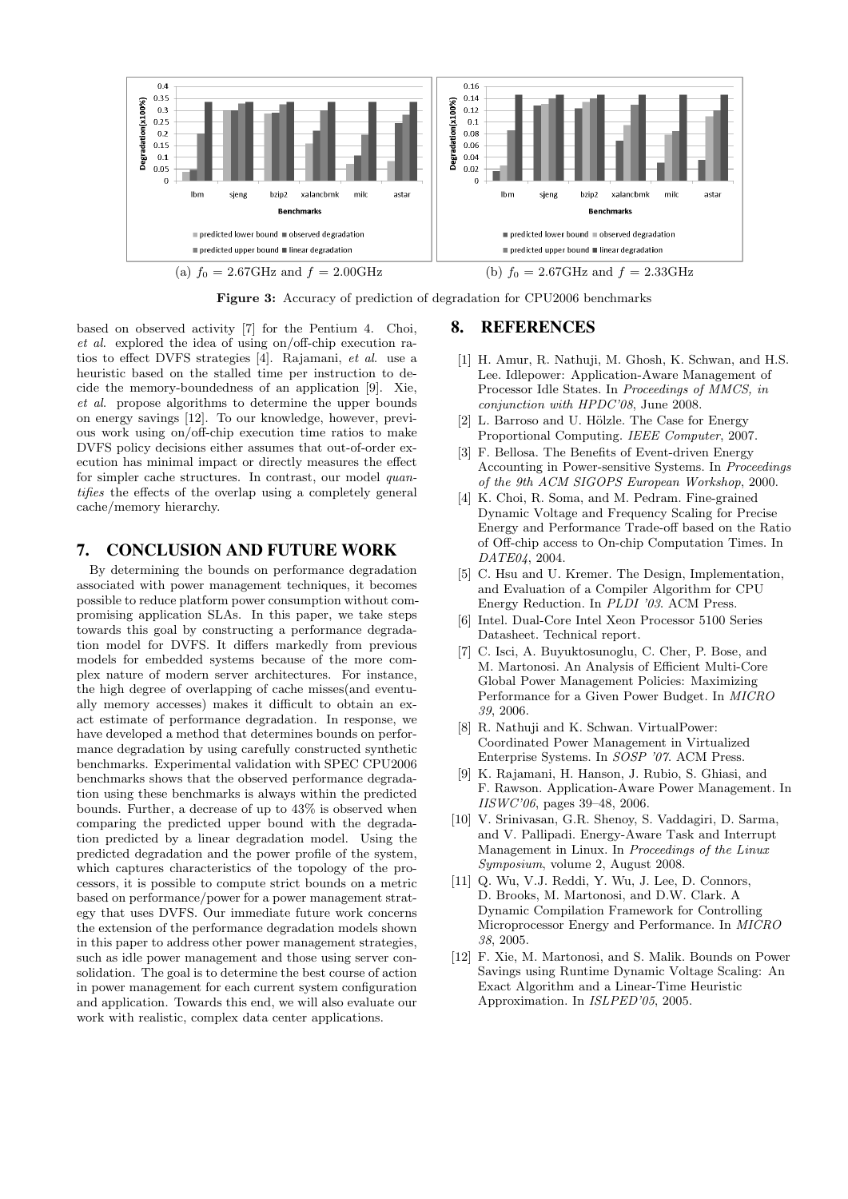0.4
0.35
0.3
0.25
0.2
0.15
0.1
0.05
0
Degradation(x100%)
lbm sjeng bzip2 xalancbmk milc astar
Benchmarks
predicted lower bound observed degradation
predicted upper bound linear degradation

(a) $f_0$ = 2.67GHz and $f$ = 2.00GHz

0.16
0.14
0.12
0.1
0.08
0.06
0.04
0.02
0
Degradation(x100%)
lbm sjeng bzip2 xalancbmk milc astar
Benchmarks
predicted lower bound observed degradation
predicted upper bound linear degradation

(b) $f_0$ = 2.67GHz and $f$ = 2.33GHz

**Figure 3:** Accuracy of prediction of degradation for CPU2006 benchmarks

based on observed activity [7] for the Pentium 4. Choi, *et al*. explored the idea of using on/off-chip execution ratios to effect DVFS strategies [4]. Rajamani, *et al*. use a heuristic based on the stalled time per instruction to decide the memory-boundedness of an application [9]. Xie, *et al*. propose algorithms to determine the upper bounds on energy savings [12]. To our knowledge, however, previous work using on/off-chip execution time ratios to make DVFS policy decisions either assumes that out-of-order execution has minimal impact or directly measures the effect for simpler cache structures. In contrast, our model *quantifies* the effects of the overlap using a completely general cache/memory hierarchy.

## 7. CONCLUSION AND FUTURE WORK

By determining the bounds on performance degradation associated with power management techniques, it becomes possible to reduce platform power consumption without compromising application SLAs. In this paper, we take steps towards this goal by constructing a performance degradation model for DVFS. It differs markedly from previous models for embedded systems because of the more complex nature of modern server architectures. For instance, the high degree of overlapping of cache misses(and eventually memory accesses) makes it difficult to obtain an exact estimate of performance degradation. In response, we have developed a method that determines bounds on performance degradation by using carefully constructed synthetic benchmarks. Experimental validation with SPEC CPU2006 benchmarks shows that the observed performance degradation using these benchmarks is always within the predicted bounds. Further, a decrease of up to 43% is observed when comparing the predicted upper bound with the degradation predicted by a linear degradation model. Using the predicted degradation and the power profile of the system, which captures characteristics of the topology of the processors, it is possible to compute strict bounds on a metric based on performance/power for a power management strategy that uses DVFS. Our immediate future work concerns the extension of the performance degradation models shown in this paper to address other power management strategies, such as idle power management and those using server consolidation. The goal is to determine the best course of action in power management for each current system configuration and application. Towards this end, we will also evaluate our work with realistic, complex data center applications.

## 8. REFERENCES

[1] H. Amur, R. Nathuji, M. Ghosh, K. Schwan, and H.S. Lee. Idlepower: Application-Aware Management of Processor Idle States. In *Proceedings of MMCS, in conjunction with HPDC'08*, June 2008.

[2] L. Barroso and U. Hölzle. The Case for Energy Proportional Computing. *IEEE Computer*, 2007.

[3] F. Bellosa. The Benefits of Event-driven Energy Accounting in Power-sensitive Systems. In *Proceedings of the 9th ACM SIGOPS European Workshop*, 2000.

[4] K. Choi, R. Soma, and M. Pedram. Fine-grained Dynamic Voltage and Frequency Scaling for Precise Energy and Performance Trade-off based on the Ratio of Off-chip access to On-chip Computation Times. In *DATE04*, 2004.

[5] C. Hsu and U. Kremer. The Design, Implementation, and Evaluation of a Compiler Algorithm for CPU Energy Reduction. In *PLDI '03*. ACM Press.

[6] Intel. Dual-Core Intel Xeon Processor 5100 Series Datasheet. Technical report.

[7] C. Isci, A. Buyuktosunoglu, C. Cher, P. Bose, and M. Martonosi. An Analysis of Efficient Multi-Core Global Power Management Policies: Maximizing Performance for a Given Power Budget. In *MICRO 39*, 2006.

[8] R. Nathuji and K. Schwan. VirtualPower: Coordinated Power Management in Virtualized Enterprise Systems. In *SOSP '07*. ACM Press.

[9] K. Rajamani, H. Hanson, J. Rubio, S. Ghiasi, and F. Rawson. Application-Aware Power Management. In *IISWC'06*, pages 39–48, 2006.

[10] V. Srinivasan, G.R. Shenoy, S. Vaddagiri, D. Sarma, and V. Pallipadi. Energy-Aware Task and Interrupt Management in Linux. In *Proceedings of the Linux Symposium*, volume 2, August 2008.

[11] Q. Wu, V.J. Reddi, Y. Wu, J. Lee, D. Connors, D. Brooks, M. Martonosi, and D.W. Clark. A Dynamic Compilation Framework for Controlling Microprocessor Energy and Performance. In *MICRO 38*, 2005.

[12] F. Xie, M. Martonosi, and S. Malik. Bounds on Power Savings using Runtime Dynamic Voltage Scaling: An Exact Algorithm and a Linear-Time Heuristic Approximation. In *ISLPED'05*, 2005.